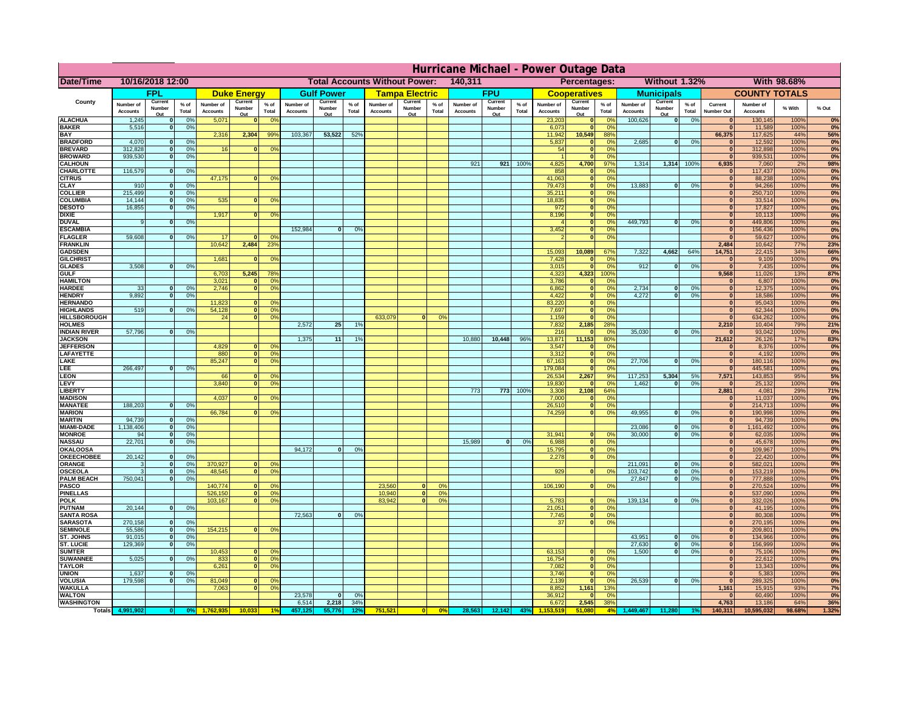# Hurricane Michael - Power Outage Data

| Date/Time | 10/16/2018 12:00 | | Total Accounts Without Power: | 140,311 | Percentages: | Without 1.32% | With 98.68% |
|---|---|---|---|---|---|---|---|

| County | FPL | | | Duke Energy | | | Gulf Power | | | Tampa Electric | | | FPU | | | Cooperatives | | | Municipals | | | COUNTY TOTALS | | | |
|---|---|---|---|---|---|---|---|---|---|---|---|---|---|---|---|---|---|---|---|---|---|---|---|---|---|
| | Number of Accounts | Current Number Out | % of Total | Number of Accounts | Current Number Out | % of Total | Number of Accounts | Current Number Out | % of Total | Number of Accounts | Current Number Out | % of Total | Number of Accounts | Current Number Out | % of Total | Number of Accounts | Current Number Out | % of Total | Number of Accounts | Current Number Out | % of Total | Current Number Out | Number of Accounts | % With | % Out |
| ALACHUA | 1,245 | 0 | 0% | 5,071 | 0 | 0% | | | | | | | | | | 23,203 | 0 | 0% | 100,626 | 0 | 0% | 0 | 130,145 | 100% | 0% |
| BAKER | 5,516 | 0 | 0% | | | | | | | | | | | | | 6,073 | 0 | 0% | | | | 0 | 11,589 | 100% | 0% |
| BAY | | | | 2,316 | 2,304 | 99% | 103,367 | 53,522 | 52% | | | | | | | 11,942 | 10,549 | 88% | | | | 66,375 | 117,625 | 44% | 56% |
| BRADFORD | 4,070 | 0 | 0% | | | | | | | | | | | | | 5,837 | 0 | 0% | 2,685 | 0 | 0% | 0 | 12,592 | 100% | 0% |
| BREVARD | 312,828 | 0 | 0% | 16 | 0 | 0% | | | | | | | | | | 54 | 0 | 0% | | | | 0 | 312,898 | 100% | 0% |
| BROWARD | 939,530 | 0 | 0% | | | | | | | | | | | | | 1 | 0 | 0% | | | | 0 | 939,531 | 100% | 0% |
| CALHOUN | | | | | | | | | | | | | 921 | 921 | 100% | 4,825 | 4,700 | 97% | 1,314 | 1,314 | 100% | 6,935 | 7,060 | 2% | 98% |
| CHARLOTTE | 116,579 | 0 | 0% | | | | | | | | | | | | | 858 | 0 | 0% | | | | 0 | 117,437 | 100% | 0% |
| CITRUS | | | | 47,175 | 0 | 0% | | | | | | | | | | 41,063 | 0 | 0% | | | | 0 | 88,238 | 100% | 0% |
| CLAY | 910 | 0 | 0% | | | | | | | | | | | | | 79,473 | 0 | 0% | 13,883 | 0 | 0% | 0 | 94,266 | 100% | 0% |
| COLLIER | 215,499 | 0 | 0% | | | | | | | | | | | | | 35,211 | 0 | 0% | | | | 0 | 250,710 | 100% | 0% |
| COLUMBIA | 14,144 | 0 | 0% | 535 | 0 | 0% | | | | | | | | | | 18,835 | 0 | 0% | | | | 0 | 33,514 | 100% | 0% |
| DESOTO | 16,855 | 0 | 0% | | | | | | | | | | | | | 972 | 0 | 0% | | | | 0 | 17,827 | 100% | 0% |
| DIXIE | | | | 1,917 | 0 | 0% | | | | | | | | | | 8,196 | 0 | 0% | | | | 0 | 10,113 | 100% | 0% |
| DUVAL | 9 | 0 | 0% | | | | | | | | | | | | | 4 | 0 | 0% | 449,793 | 0 | 0% | 0 | 449,806 | 100% | 0% |
| ESCAMBIA | | | | | | | 152,984 | 0 | 0% | | | | | | | 3,452 | 0 | 0% | | | | 0 | 156,436 | 100% | 0% |
| FLAGLER | 59,608 | 0 | 0% | 17 | 0 | 0% | | | | | | | | | | 2 | 0 | 0% | | | | 0 | 59,627 | 100% | 0% |
| FRANKLIN | | | | 10,642 | 2,484 | 23% | | | | | | | | | | | | | | | | 2,484 | 10,642 | 77% | 23% |
| GADSDEN | | | | | | | | | | | | | | | | 15,093 | 10,089 | 67% | 7,322 | 4,662 | 64% | 14,751 | 22,415 | 34% | 66% |
| GILCHRIST | | | | 1,681 | 0 | 0% | | | | | | | | | | 7,428 | 0 | 0% | | | | 0 | 9,109 | 100% | 0% |
| GLADES | 3,508 | 0 | 0% | | | | | | | | | | | | | 3,015 | 0 | 0% | 912 | 0 | 0% | 0 | 7,435 | 100% | 0% |
| GULF | | | | 6,703 | 5,245 | 78% | | | | | | | | | | 4,323 | 4,323 | 100% | | | | 9,568 | 11,026 | 13% | 87% |
| HAMILTON | | | | 3,021 | 0 | 0% | | | | | | | | | | 3,786 | 0 | 0% | | | | 0 | 6,807 | 100% | 0% |
| HARDEE | 33 | 0 | 0% | 2,746 | 0 | 0% | | | | | | | | | | 6,862 | 0 | 0% | 2,734 | 0 | 0% | 0 | 12,375 | 100% | 0% |
| HENDRY | 9,892 | 0 | 0% | | | | | | | | | | | | | 4,422 | 0 | 0% | 4,272 | 0 | 0% | 0 | 18,586 | 100% | 0% |
| HERNANDO | | | | 11,823 | 0 | 0% | | | | | | | | | | 83,220 | 0 | 0% | | | | 0 | 95,043 | 100% | 0% |
| HIGHLANDS | 519 | 0 | 0% | 54,128 | 0 | 0% | | | | | | | | | | 7,697 | 0 | 0% | | | | 0 | 62,344 | 100% | 0% |
| HILLSBOROUGH | | | | 24 | 0 | 0% | | | | 633,079 | 0 | 0% | | | | 1,159 | 0 | 0% | | | | 0 | 634,262 | 100% | 0% |
| HOLMES | | | | | | | 2,572 | 25 | 1% | | | | | | | 7,832 | 2,185 | 28% | | | | 2,210 | 10,404 | 79% | 21% |
| INDIAN RIVER | 57,796 | 0 | 0% | | | | | | | | | | | | | 216 | 0 | 0% | 35,030 | 0 | 0% | 0 | 93,042 | 100% | 0% |
| JACKSON | | | | | | | 1,375 | 11 | 1% | | | | 10,880 | 10,448 | 96% | 13,871 | 11,153 | 80% | | | | 21,612 | 26,126 | 17% | 83% |
| JEFFERSON | | | | 4,829 | 0 | 0% | | | | | | | | | | 3,547 | 0 | 0% | | | | 0 | 8,376 | 100% | 0% |
| LAFAYETTE | | | | 880 | 0 | 0% | | | | | | | | | | 3,312 | 0 | 0% | | | | 0 | 4,192 | 100% | 0% |
| LAKE | | | | 85,247 | 0 | 0% | | | | | | | | | | 67,163 | 0 | 0% | 27,706 | 0 | 0% | 0 | 180,116 | 100% | 0% |
| LEE | 266,497 | 0 | 0% | | | | | | | | | | | | | 179,084 | 0 | 0% | | | | 0 | 445,581 | 100% | 0% |
| LEON | | | | 66 | 0 | 0% | | | | | | | | | | 26,534 | 2,267 | 9% | 117,253 | 5,304 | 5% | 7,571 | 143,853 | 95% | 5% |
| LEVY | | | | 3,840 | 0 | 0% | | | | | | | | | | 19,830 | 0 | 0% | 1,462 | 0 | 0% | 0 | 25,132 | 100% | 0% |
| LIBERTY | | | | | | | | | | | | | 773 | 773 | 100% | 3,308 | 2,108 | 64% | | | | 2,881 | 4,081 | 29% | 71% |
| MADISON | | | | 4,037 | 0 | 0% | | | | | | | | | | 7,000 | 0 | 0% | | | | 0 | 11,037 | 100% | 0% |
| MANATEE | 188,203 | 0 | 0% | | | | | | | | | | | | | 26,510 | 0 | 0% | | | | 0 | 214,713 | 100% | 0% |
| MARION | | | | 66,784 | 0 | 0% | | | | | | | | | | 74,259 | 0 | 0% | 49,955 | 0 | 0% | 0 | 190,998 | 100% | 0% |
| MARTIN | 94,739 | 0 | 0% | | | | | | | | | | | | | | | | | | | 0 | 94,739 | 100% | 0% |
| MIAMI-DADE | 1,138,406 | 0 | 0% | | | | | | | | | | | | | | | | 23,086 | 0 | 0% | 0 | 1,161,492 | 100% | 0% |
| MONROE | 94 | 0 | 0% | | | | | | | | | | | | | 31,941 | 0 | 0% | 30,000 | 0 | 0% | 0 | 62,035 | 100% | 0% |
| NASSAU | 22,701 | 0 | 0% | | | | | | | | | | 15,989 | 0 | 0% | 6,988 | 0 | 0% | | | | 0 | 45,678 | 100% | 0% |
| OKALOOSA | | | | | | | 94,172 | 0 | 0% | | | | | | | 15,795 | 0 | 0% | | | | 0 | 109,967 | 100% | 0% |
| OKEECHOBEE | 20,142 | 0 | 0% | | | | | | | | | | | | | 2,278 | 0 | 0% | | | | 0 | 22,420 | 100% | 0% |
| ORANGE | 3 | 0 | 0% | 370,927 | 0 | 0% | | | | | | | | | | | | | 211,091 | 0 | 0% | 0 | 582,021 | 100% | 0% |
| OSCEOLA | 3 | 0 | 0% | 48,545 | 0 | 0% | | | | | | | | | | 929 | 0 | 0% | 103,742 | 0 | 0% | 0 | 153,219 | 100% | 0% |
| PALM BEACH | 750,041 | 0 | 0% | | | | | | | | | | | | | | | | 27,847 | 0 | 0% | 0 | 777,888 | 100% | 0% |
| PASCO | | | | 140,774 | 0 | 0% | | | | 23,560 | 0 | 0% | | | | 106,190 | 0 | 0% | | | | 0 | 270,524 | 100% | 0% |
| PINELLAS | | | | 526,150 | 0 | 0% | | | | 10,940 | 0 | 0% | | | | | | | | | | 0 | 537,090 | 100% | 0% |
| POLK | | | | 103,167 | 0 | 0% | | | | 83,942 | 0 | 0% | | | | 5,783 | 0 | 0% | 139,134 | 0 | 0% | 0 | 332,026 | 100% | 0% |
| PUTNAM | 20,144 | 0 | 0% | | | | | | | | | | | | | 21,051 | 0 | 0% | | | | 0 | 41,195 | 100% | 0% |
| SANTA ROSA | | | | | | | 72,563 | 0 | 0% | | | | | | | 7,745 | 0 | 0% | | | | 0 | 80,308 | 100% | 0% |
| SARASOTA | 270,158 | 0 | 0% | | | | | | | | | | | | | 37 | 0 | 0% | | | | 0 | 270,195 | 100% | 0% |
| SEMINOLE | 55,586 | 0 | 0% | 154,215 | 0 | 0% | | | | | | | | | | | | | | | | 0 | 209,801 | 100% | 0% |
| ST. JOHNS | 91,015 | 0 | 0% | | | | | | | | | | | | | | | | 43,951 | 0 | 0% | 0 | 134,966 | 100% | 0% |
| ST. LUCIE | 129,369 | 0 | 0% | | | | | | | | | | | | | | | | 27,630 | 0 | 0% | 0 | 156,999 | 100% | 0% |
| SUMTER | | | | 10,453 | 0 | 0% | | | | | | | | | | 63,153 | 0 | 0% | 1,500 | 0 | 0% | 0 | 75,106 | 100% | 0% |
| SUWANNEE | 5,025 | 0 | 0% | 833 | 0 | 0% | | | | | | | | | | 16,754 | 0 | 0% | | | | 0 | 22,612 | 100% | 0% |
| TAYLOR | | | | 6,261 | 0 | 0% | | | | | | | | | | 7,082 | 0 | 0% | | | | 0 | 13,343 | 100% | 0% |
| UNION | 1,637 | 0 | 0% | | | | | | | | | | | | | 3,746 | 0 | 0% | | | | 0 | 5,383 | 100% | 0% |
| VOLUSIA | 179,598 | 0 | 0% | 81,049 | 0 | 0% | | | | | | | | | | 2,139 | 0 | 0% | 26,539 | 0 | 0% | 0 | 289,325 | 100% | 0% |
| WAKULLA | | | | 7,063 | 0 | 0% | | | | | | | | | | 8,852 | 1,161 | 13% | | | | 1,161 | 15,915 | 93% | 7% |
| WALTON | | | | | | | 23,578 | 0 | 0% | | | | | | | 36,912 | 0 | 0% | | | | 0 | 60,490 | 100% | 0% |
| WASHINGTON | | | | | | | 6,514 | 2,218 | 34% | | | | | | | 6,672 | 2,545 | 38% | | | | 4,763 | 13,186 | 64% | 36% |
| Totals | 4,991,902 | 0 | 0% | 1,762,935 | 10,033 | 1% | 457,125 | 55,776 | 12% | 751,521 | 0 | 0% | 28,563 | 12,142 | 43% | 1,153,519 | 51,080 | 4% | 1,449,467 | 11,280 | 1% | 140,311 | 10,595,032 | 98.68% | 1.32% |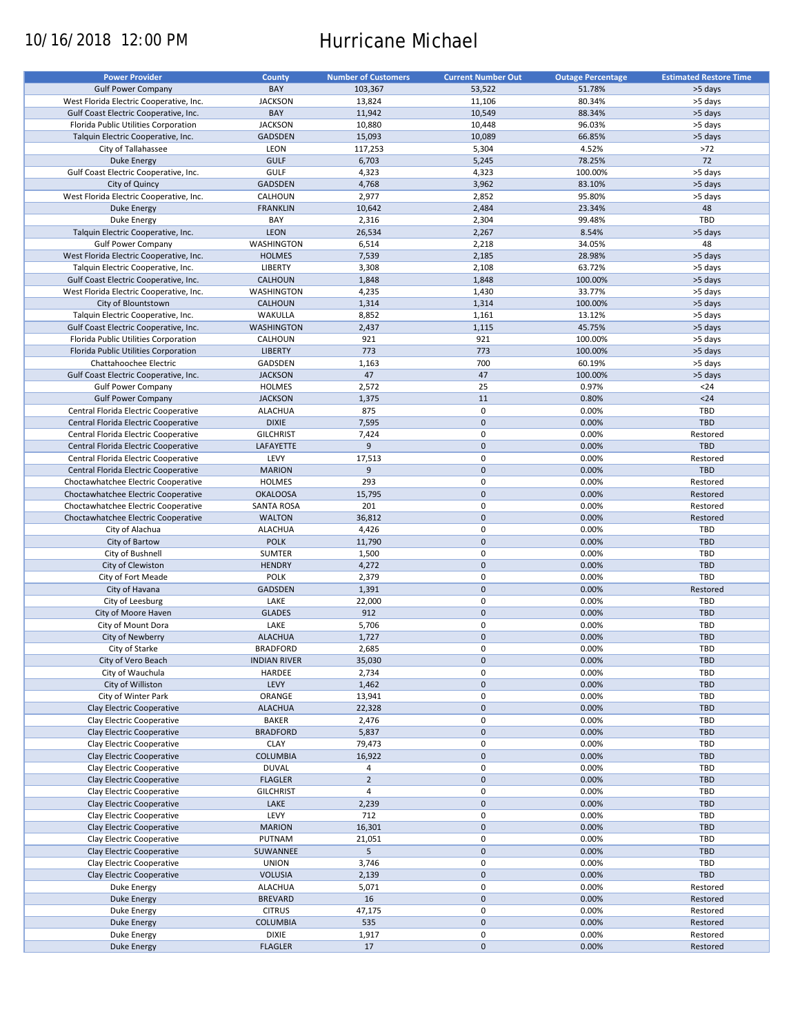10/16/2018 12:00 PM

# Hurricane Michael

| Power Provider | County | Number of Customers | Current Number Out | Outage Percentage | Estimated Restore Time |
|---|---|---|---|---|---|
| Gulf Power Company | BAY | 103,367 | 53,522 | 51.78% | >5 days |
| West Florida Electric Cooperative, Inc. | JACKSON | 13,824 | 11,106 | 80.34% | >5 days |
| Gulf Coast Electric Cooperative, Inc. | BAY | 11,942 | 10,549 | 88.34% | >5 days |
| Florida Public Utilities Corporation | JACKSON | 10,880 | 10,448 | 96.03% | >5 days |
| Talquin Electric Cooperative, Inc. | GADSDEN | 15,093 | 10,089 | 66.85% | >5 days |
| City of Tallahassee | LEON | 117,253 | 5,304 | 4.52% | >72 |
| Duke Energy | GULF | 6,703 | 5,245 | 78.25% | 72 |
| Gulf Coast Electric Cooperative, Inc. | GULF | 4,323 | 4,323 | 100.00% | >5 days |
| City of Quincy | GADSDEN | 4,768 | 3,962 | 83.10% | >5 days |
| West Florida Electric Cooperative, Inc. | CALHOUN | 2,977 | 2,852 | 95.80% | >5 days |
| Duke Energy | FRANKLIN | 10,642 | 2,484 | 23.34% | 48 |
| Duke Energy | BAY | 2,316 | 2,304 | 99.48% | TBD |
| Talquin Electric Cooperative, Inc. | LEON | 26,534 | 2,267 | 8.54% | >5 days |
| Gulf Power Company | WASHINGTON | 6,514 | 2,218 | 34.05% | 48 |
| West Florida Electric Cooperative, Inc. | HOLMES | 7,539 | 2,185 | 28.98% | >5 days |
| Talquin Electric Cooperative, Inc. | LIBERTY | 3,308 | 2,108 | 63.72% | >5 days |
| Gulf Coast Electric Cooperative, Inc. | CALHOUN | 1,848 | 1,848 | 100.00% | >5 days |
| West Florida Electric Cooperative, Inc. | WASHINGTON | 4,235 | 1,430 | 33.77% | >5 days |
| City of Blountstown | CALHOUN | 1,314 | 1,314 | 100.00% | >5 days |
| Talquin Electric Cooperative, Inc. | WAKULLA | 8,852 | 1,161 | 13.12% | >5 days |
| Gulf Coast Electric Cooperative, Inc. | WASHINGTON | 2,437 | 1,115 | 45.75% | >5 days |
| Florida Public Utilities Corporation | CALHOUN | 921 | 921 | 100.00% | >5 days |
| Florida Public Utilities Corporation | LIBERTY | 773 | 773 | 100.00% | >5 days |
| Chattahoochee Electric | GADSDEN | 1,163 | 700 | 60.19% | >5 days |
| Gulf Coast Electric Cooperative, Inc. | JACKSON | 47 | 47 | 100.00% | >5 days |
| Gulf Power Company | HOLMES | 2,572 | 25 | 0.97% | <24 |
| Gulf Power Company | JACKSON | 1,375 | 11 | 0.80% | <24 |
| Central Florida Electric Cooperative | ALACHUA | 875 | 0 | 0.00% | TBD |
| Central Florida Electric Cooperative | DIXIE | 7,595 | 0 | 0.00% | TBD |
| Central Florida Electric Cooperative | GILCHRIST | 7,424 | 0 | 0.00% | Restored |
| Central Florida Electric Cooperative | LAFAYETTE | 9 | 0 | 0.00% | TBD |
| Central Florida Electric Cooperative | LEVY | 17,513 | 0 | 0.00% | Restored |
| Central Florida Electric Cooperative | MARION | 9 | 0 | 0.00% | TBD |
| Choctawhatchee Electric Cooperative | HOLMES | 293 | 0 | 0.00% | Restored |
| Choctawhatchee Electric Cooperative | OKALOOSA | 15,795 | 0 | 0.00% | Restored |
| Choctawhatchee Electric Cooperative | SANTA ROSA | 201 | 0 | 0.00% | Restored |
| Choctawhatchee Electric Cooperative | WALTON | 36,812 | 0 | 0.00% | Restored |
| City of Alachua | ALACHUA | 4,426 | 0 | 0.00% | TBD |
| City of Bartow | POLK | 11,790 | 0 | 0.00% | TBD |
| City of Bushnell | SUMTER | 1,500 | 0 | 0.00% | TBD |
| City of Clewiston | HENDRY | 4,272 | 0 | 0.00% | TBD |
| City of Fort Meade | POLK | 2,379 | 0 | 0.00% | TBD |
| City of Havana | GADSDEN | 1,391 | 0 | 0.00% | Restored |
| City of Leesburg | LAKE | 22,000 | 0 | 0.00% | TBD |
| City of Moore Haven | GLADES | 912 | 0 | 0.00% | TBD |
| City of Mount Dora | LAKE | 5,706 | 0 | 0.00% | TBD |
| City of Newberry | ALACHUA | 1,727 | 0 | 0.00% | TBD |
| City of Starke | BRADFORD | 2,685 | 0 | 0.00% | TBD |
| City of Vero Beach | INDIAN RIVER | 35,030 | 0 | 0.00% | TBD |
| City of Wauchula | HARDEE | 2,734 | 0 | 0.00% | TBD |
| City of Williston | LEVY | 1,462 | 0 | 0.00% | TBD |
| City of Winter Park | ORANGE | 13,941 | 0 | 0.00% | TBD |
| Clay Electric Cooperative | ALACHUA | 22,328 | 0 | 0.00% | TBD |
| Clay Electric Cooperative | BAKER | 2,476 | 0 | 0.00% | TBD |
| Clay Electric Cooperative | BRADFORD | 5,837 | 0 | 0.00% | TBD |
| Clay Electric Cooperative | CLAY | 79,473 | 0 | 0.00% | TBD |
| Clay Electric Cooperative | COLUMBIA | 16,922 | 0 | 0.00% | TBD |
| Clay Electric Cooperative | DUVAL | 4 | 0 | 0.00% | TBD |
| Clay Electric Cooperative | FLAGLER | 2 | 0 | 0.00% | TBD |
| Clay Electric Cooperative | GILCHRIST | 4 | 0 | 0.00% | TBD |
| Clay Electric Cooperative | LAKE | 2,239 | 0 | 0.00% | TBD |
| Clay Electric Cooperative | LEVY | 712 | 0 | 0.00% | TBD |
| Clay Electric Cooperative | MARION | 16,301 | 0 | 0.00% | TBD |
| Clay Electric Cooperative | PUTNAM | 21,051 | 0 | 0.00% | TBD |
| Clay Electric Cooperative | SUWANNEE | 5 | 0 | 0.00% | TBD |
| Clay Electric Cooperative | UNION | 3,746 | 0 | 0.00% | TBD |
| Clay Electric Cooperative | VOLUSIA | 2,139 | 0 | 0.00% | TBD |
| Duke Energy | ALACHUA | 5,071 | 0 | 0.00% | Restored |
| Duke Energy | BREVARD | 16 | 0 | 0.00% | Restored |
| Duke Energy | CITRUS | 47,175 | 0 | 0.00% | Restored |
| Duke Energy | COLUMBIA | 535 | 0 | 0.00% | Restored |
| Duke Energy | DIXIE | 1,917 | 0 | 0.00% | Restored |
| Duke Energy | FLAGLER | 17 | 0 | 0.00% | Restored |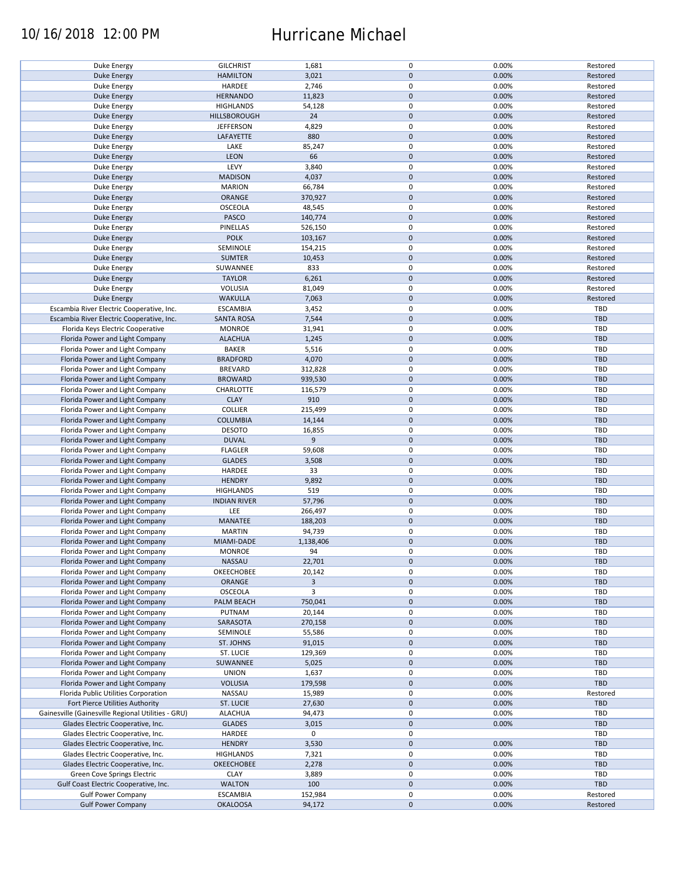# 10/16/2018 12:00 PM Hurricane Michael

| | | | | | |
|---|---|---|---|---|---|
| Duke Energy | GILCHRIST | 1,681 | 0 | 0.00% | Restored |
| Duke Energy | HAMILTON | 3,021 | 0 | 0.00% | Restored |
| Duke Energy | HARDEE | 2,746 | 0 | 0.00% | Restored |
| Duke Energy | HERNANDO | 11,823 | 0 | 0.00% | Restored |
| Duke Energy | HIGHLANDS | 54,128 | 0 | 0.00% | Restored |
| Duke Energy | HILLSBOROUGH | 24 | 0 | 0.00% | Restored |
| Duke Energy | JEFFERSON | 4,829 | 0 | 0.00% | Restored |
| Duke Energy | LAFAYETTE | 880 | 0 | 0.00% | Restored |
| Duke Energy | LAKE | 85,247 | 0 | 0.00% | Restored |
| Duke Energy | LEON | 66 | 0 | 0.00% | Restored |
| Duke Energy | LEVY | 3,840 | 0 | 0.00% | Restored |
| Duke Energy | MADISON | 4,037 | 0 | 0.00% | Restored |
| Duke Energy | MARION | 66,784 | 0 | 0.00% | Restored |
| Duke Energy | ORANGE | 370,927 | 0 | 0.00% | Restored |
| Duke Energy | OSCEOLA | 48,545 | 0 | 0.00% | Restored |
| Duke Energy | PASCO | 140,774 | 0 | 0.00% | Restored |
| Duke Energy | PINELLAS | 526,150 | 0 | 0.00% | Restored |
| Duke Energy | POLK | 103,167 | 0 | 0.00% | Restored |
| Duke Energy | SEMINOLE | 154,215 | 0 | 0.00% | Restored |
| Duke Energy | SUMTER | 10,453 | 0 | 0.00% | Restored |
| Duke Energy | SUWANNEE | 833 | 0 | 0.00% | Restored |
| Duke Energy | TAYLOR | 6,261 | 0 | 0.00% | Restored |
| Duke Energy | VOLUSIA | 81,049 | 0 | 0.00% | Restored |
| Duke Energy | WAKULLA | 7,063 | 0 | 0.00% | Restored |
| Escambia River Electric Cooperative, Inc. | ESCAMBIA | 3,452 | 0 | 0.00% | TBD |
| Escambia River Electric Cooperative, Inc. | SANTA ROSA | 7,544 | 0 | 0.00% | TBD |
| Florida Keys Electric Cooperative | MONROE | 31,941 | 0 | 0.00% | TBD |
| Florida Power and Light Company | ALACHUA | 1,245 | 0 | 0.00% | TBD |
| Florida Power and Light Company | BAKER | 5,516 | 0 | 0.00% | TBD |
| Florida Power and Light Company | BRADFORD | 4,070 | 0 | 0.00% | TBD |
| Florida Power and Light Company | BREVARD | 312,828 | 0 | 0.00% | TBD |
| Florida Power and Light Company | BROWARD | 939,530 | 0 | 0.00% | TBD |
| Florida Power and Light Company | CHARLOTTE | 116,579 | 0 | 0.00% | TBD |
| Florida Power and Light Company | CLAY | 910 | 0 | 0.00% | TBD |
| Florida Power and Light Company | COLLIER | 215,499 | 0 | 0.00% | TBD |
| Florida Power and Light Company | COLUMBIA | 14,144 | 0 | 0.00% | TBD |
| Florida Power and Light Company | DESOTO | 16,855 | 0 | 0.00% | TBD |
| Florida Power and Light Company | DUVAL | 9 | 0 | 0.00% | TBD |
| Florida Power and Light Company | FLAGLER | 59,608 | 0 | 0.00% | TBD |
| Florida Power and Light Company | GLADES | 3,508 | 0 | 0.00% | TBD |
| Florida Power and Light Company | HARDEE | 33 | 0 | 0.00% | TBD |
| Florida Power and Light Company | HENDRY | 9,892 | 0 | 0.00% | TBD |
| Florida Power and Light Company | HIGHLANDS | 519 | 0 | 0.00% | TBD |
| Florida Power and Light Company | INDIAN RIVER | 57,796 | 0 | 0.00% | TBD |
| Florida Power and Light Company | LEE | 266,497 | 0 | 0.00% | TBD |
| Florida Power and Light Company | MANATEE | 188,203 | 0 | 0.00% | TBD |
| Florida Power and Light Company | MARTIN | 94,739 | 0 | 0.00% | TBD |
| Florida Power and Light Company | MIAMI-DADE | 1,138,406 | 0 | 0.00% | TBD |
| Florida Power and Light Company | MONROE | 94 | 0 | 0.00% | TBD |
| Florida Power and Light Company | NASSAU | 22,701 | 0 | 0.00% | TBD |
| Florida Power and Light Company | OKEECHOBEE | 20,142 | 0 | 0.00% | TBD |
| Florida Power and Light Company | ORANGE | 3 | 0 | 0.00% | TBD |
| Florida Power and Light Company | OSCEOLA | 3 | 0 | 0.00% | TBD |
| Florida Power and Light Company | PALM BEACH | 750,041 | 0 | 0.00% | TBD |
| Florida Power and Light Company | PUTNAM | 20,144 | 0 | 0.00% | TBD |
| Florida Power and Light Company | SARASOTA | 270,158 | 0 | 0.00% | TBD |
| Florida Power and Light Company | SEMINOLE | 55,586 | 0 | 0.00% | TBD |
| Florida Power and Light Company | ST. JOHNS | 91,015 | 0 | 0.00% | TBD |
| Florida Power and Light Company | ST. LUCIE | 129,369 | 0 | 0.00% | TBD |
| Florida Power and Light Company | SUWANNEE | 5,025 | 0 | 0.00% | TBD |
| Florida Power and Light Company | UNION | 1,637 | 0 | 0.00% | TBD |
| Florida Power and Light Company | VOLUSIA | 179,598 | 0 | 0.00% | TBD |
| Florida Public Utilities Corporation | NASSAU | 15,989 | 0 | 0.00% | Restored |
| Fort Pierce Utilities Authority | ST. LUCIE | 27,630 | 0 | 0.00% | TBD |
| Gainesville (Gainesville Regional Utilities - GRU) | ALACHUA | 94,473 | 0 | 0.00% | TBD |
| Glades Electric Cooperative, Inc. | GLADES | 3,015 | 0 | 0.00% | TBD |
| Glades Electric Cooperative, Inc. | HARDEE | 0 | 0 | | TBD |
| Glades Electric Cooperative, Inc. | HENDRY | 3,530 | 0 | 0.00% | TBD |
| Glades Electric Cooperative, Inc. | HIGHLANDS | 7,321 | 0 | 0.00% | TBD |
| Glades Electric Cooperative, Inc. | OKEECHOBEE | 2,278 | 0 | 0.00% | TBD |
| Green Cove Springs Electric | CLAY | 3,889 | 0 | 0.00% | TBD |
| Gulf Coast Electric Cooperative, Inc. | WALTON | 100 | 0 | 0.00% | TBD |
| Gulf Power Company | ESCAMBIA | 152,984 | 0 | 0.00% | Restored |
| Gulf Power Company | OKALOOSA | 94,172 | 0 | 0.00% | Restored |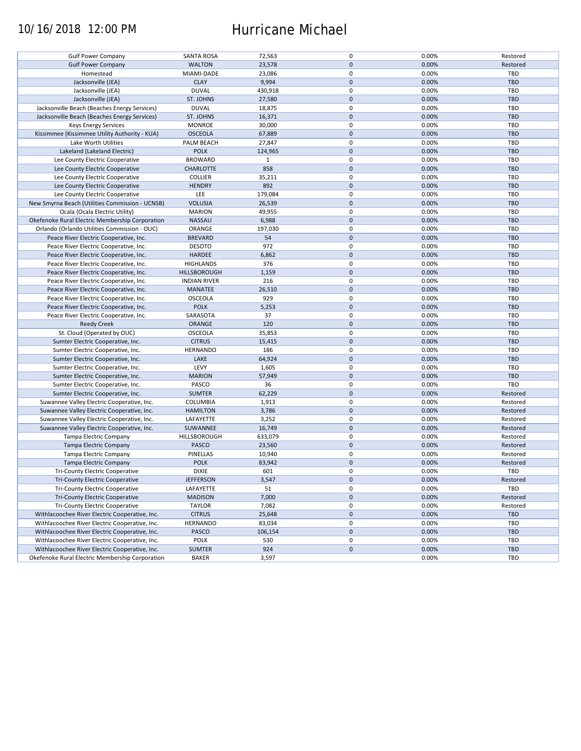10/16/2018 12:00 PM

# Hurricane Michael

| | | | | | |
|---|---|---|---|---|---|
| Gulf Power Company | SANTA ROSA | 72,563 | 0 | 0.00% | Restored |
| Gulf Power Company | WALTON | 23,578 | 0 | 0.00% | Restored |
| Homestead | MIAMI-DADE | 23,086 | 0 | 0.00% | TBD |
| Jacksonville (JEA) | CLAY | 9,994 | 0 | 0.00% | TBD |
| Jacksonville (JEA) | DUVAL | 430,918 | 0 | 0.00% | TBD |
| Jacksonville (JEA) | ST. JOHNS | 27,580 | 0 | 0.00% | TBD |
| Jacksonville Beach (Beaches Energy Services) | DUVAL | 18,875 | 0 | 0.00% | TBD |
| Jacksonville Beach (Beaches Energy Services) | ST. JOHNS | 16,371 | 0 | 0.00% | TBD |
| Keys Energy Services | MONROE | 30,000 | 0 | 0.00% | TBD |
| Kissimmee (Kissimmee Utility Authority - KUA) | OSCEOLA | 67,889 | 0 | 0.00% | TBD |
| Lake Worth Utilities | PALM BEACH | 27,847 | 0 | 0.00% | TBD |
| Lakeland (Lakeland Electric) | POLK | 124,965 | 0 | 0.00% | TBD |
| Lee County Electric Cooperative | BROWARD | 1 | 0 | 0.00% | TBD |
| Lee County Electric Cooperative | CHARLOTTE | 858 | 0 | 0.00% | TBD |
| Lee County Electric Cooperative | COLLIER | 35,211 | 0 | 0.00% | TBD |
| Lee County Electric Cooperative | HENDRY | 892 | 0 | 0.00% | TBD |
| Lee County Electric Cooperative | LEE | 179,084 | 0 | 0.00% | TBD |
| New Smyrna Beach (Utilities Commission - UCNSB) | VOLUSIA | 26,539 | 0 | 0.00% | TBD |
| Ocala (Ocala Electric Utility) | MARION | 49,955 | 0 | 0.00% | TBD |
| Okefenoke Rural Electric Membership Corporation | NASSAU | 6,988 | 0 | 0.00% | TBD |
| Orlando (Orlando Utilities Commission - OUC) | ORANGE | 197,030 | 0 | 0.00% | TBD |
| Peace River Electric Cooperative, Inc. | BREVARD | 54 | 0 | 0.00% | TBD |
| Peace River Electric Cooperative, Inc. | DESOTO | 972 | 0 | 0.00% | TBD |
| Peace River Electric Cooperative, Inc. | HARDEE | 6,862 | 0 | 0.00% | TBD |
| Peace River Electric Cooperative, Inc. | HIGHLANDS | 376 | 0 | 0.00% | TBD |
| Peace River Electric Cooperative, Inc. | HILLSBOROUGH | 1,159 | 0 | 0.00% | TBD |
| Peace River Electric Cooperative, Inc. | INDIAN RIVER | 216 | 0 | 0.00% | TBD |
| Peace River Electric Cooperative, Inc. | MANATEE | 26,510 | 0 | 0.00% | TBD |
| Peace River Electric Cooperative, Inc. | OSCEOLA | 929 | 0 | 0.00% | TBD |
| Peace River Electric Cooperative, Inc. | POLK | 5,253 | 0 | 0.00% | TBD |
| Peace River Electric Cooperative, Inc. | SARASOTA | 37 | 0 | 0.00% | TBD |
| Reedy Creek | ORANGE | 120 | 0 | 0.00% | TBD |
| St. Cloud (Operated by OUC) | OSCEOLA | 35,853 | 0 | 0.00% | TBD |
| Sumter Electric Cooperative, Inc. | CITRUS | 15,415 | 0 | 0.00% | TBD |
| Sumter Electric Cooperative, Inc. | HERNANDO | 186 | 0 | 0.00% | TBD |
| Sumter Electric Cooperative, Inc. | LAKE | 64,924 | 0 | 0.00% | TBD |
| Sumter Electric Cooperative, Inc. | LEVY | 1,605 | 0 | 0.00% | TBD |
| Sumter Electric Cooperative, Inc. | MARION | 57,949 | 0 | 0.00% | TBD |
| Sumter Electric Cooperative, Inc. | PASCO | 36 | 0 | 0.00% | TBD |
| Sumter Electric Cooperative, Inc. | SUMTER | 62,229 | 0 | 0.00% | Restored |
| Suwannee Valley Electric Cooperative, Inc. | COLUMBIA | 1,913 | 0 | 0.00% | Restored |
| Suwannee Valley Electric Cooperative, Inc. | HAMILTON | 3,786 | 0 | 0.00% | Restored |
| Suwannee Valley Electric Cooperative, Inc. | LAFAYETTE | 3,252 | 0 | 0.00% | Restored |
| Suwannee Valley Electric Cooperative, Inc. | SUWANNEE | 16,749 | 0 | 0.00% | Restored |
| Tampa Electric Company | HILLSBOROUGH | 633,079 | 0 | 0.00% | Restored |
| Tampa Electric Company | PASCO | 23,560 | 0 | 0.00% | Restored |
| Tampa Electric Company | PINELLAS | 10,940 | 0 | 0.00% | Restored |
| Tampa Electric Company | POLK | 83,942 | 0 | 0.00% | Restored |
| Tri-County Electric Cooperative | DIXIE | 601 | 0 | 0.00% | TBD |
| Tri-County Electric Cooperative | JEFFERSON | 3,547 | 0 | 0.00% | Restored |
| Tri-County Electric Cooperative | LAFAYETTE | 51 | 0 | 0.00% | TBD |
| Tri-County Electric Cooperative | MADISON | 7,000 | 0 | 0.00% | Restored |
| Tri-County Electric Cooperative | TAYLOR | 7,082 | 0 | 0.00% | Restored |
| Withlacoochee River Electric Cooperative, Inc. | CITRUS | 25,648 | 0 | 0.00% | TBD |
| Withlacoochee River Electric Cooperative, Inc. | HERNANDO | 83,034 | 0 | 0.00% | TBD |
| Withlacoochee River Electric Cooperative, Inc. | PASCO | 106,154 | 0 | 0.00% | TBD |
| Withlacoochee River Electric Cooperative, Inc. | POLK | 530 | 0 | 0.00% | TBD |
| Withlacoochee River Electric Cooperative, Inc. | SUMTER | 924 | 0 | 0.00% | TBD |
| Okefenoke Rural Electric Membership Corporation | BAKER | 3,597 | | 0.00% | TBD |